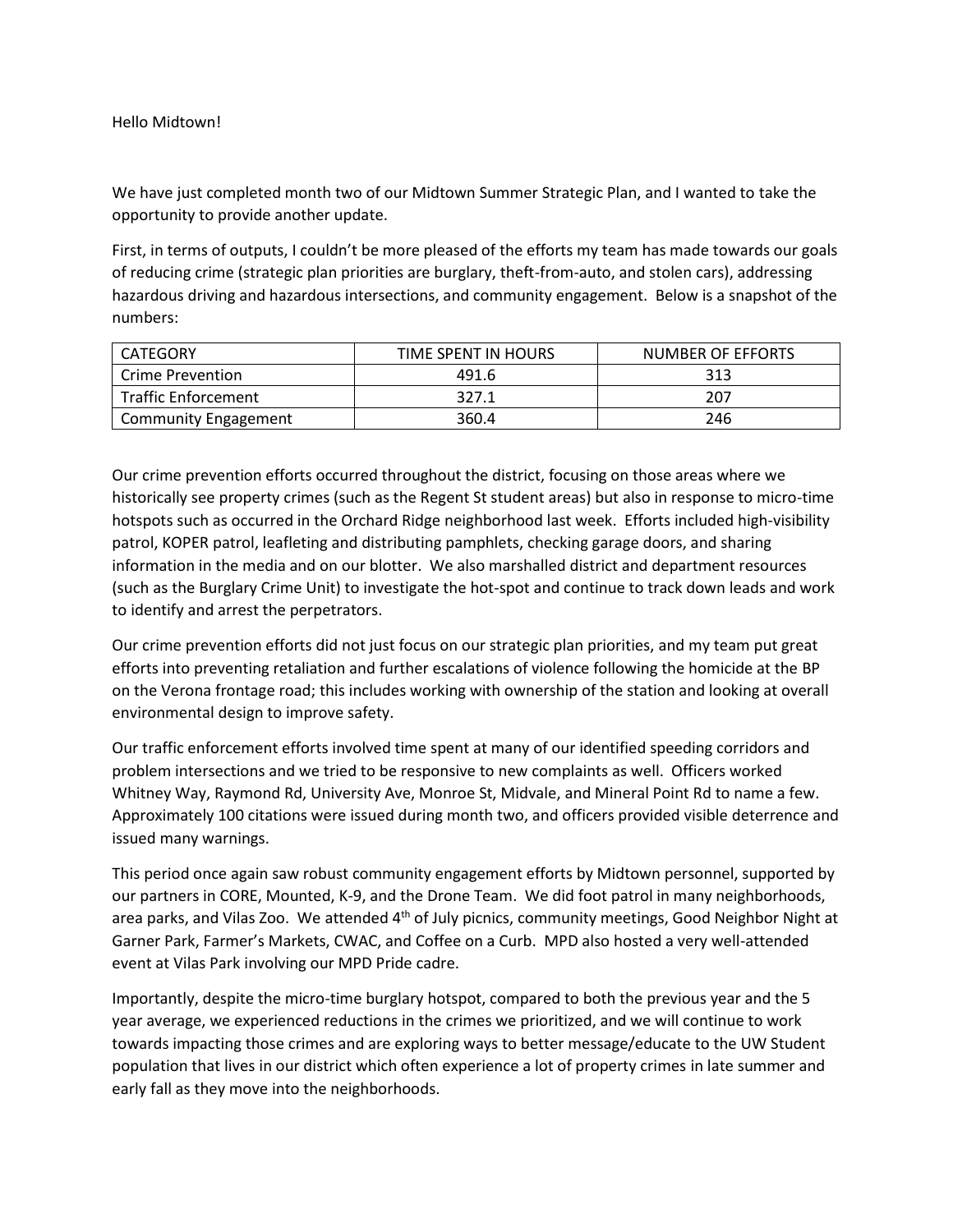Hello Midtown!

We have just completed month two of our Midtown Summer Strategic Plan, and I wanted to take the opportunity to provide another update.

First, in terms of outputs, I couldn't be more pleased of the efforts my team has made towards our goals of reducing crime (strategic plan priorities are burglary, theft-from-auto, and stolen cars), addressing hazardous driving and hazardous intersections, and community engagement. Below is a snapshot of the numbers:

| CATEGORY | TIME SPENT IN HOURS | NUMBER OF EFFORTS |
| --- | --- | --- |
| Crime Prevention | 491.6 | 313 |
| Traffic Enforcement | 327.1 | 207 |
| Community Engagement | 360.4 | 246 |

Our crime prevention efforts occurred throughout the district, focusing on those areas where we historically see property crimes (such as the Regent St student areas) but also in response to micro-time hotspots such as occurred in the Orchard Ridge neighborhood last week. Efforts included high-visibility patrol, KOPER patrol, leafleting and distributing pamphlets, checking garage doors, and sharing information in the media and on our blotter. We also marshalled district and department resources (such as the Burglary Crime Unit) to investigate the hot-spot and continue to track down leads and work to identify and arrest the perpetrators.

Our crime prevention efforts did not just focus on our strategic plan priorities, and my team put great efforts into preventing retaliation and further escalations of violence following the homicide at the BP on the Verona frontage road; this includes working with ownership of the station and looking at overall environmental design to improve safety.

Our traffic enforcement efforts involved time spent at many of our identified speeding corridors and problem intersections and we tried to be responsive to new complaints as well. Officers worked Whitney Way, Raymond Rd, University Ave, Monroe St, Midvale, and Mineral Point Rd to name a few. Approximately 100 citations were issued during month two, and officers provided visible deterrence and issued many warnings.

This period once again saw robust community engagement efforts by Midtown personnel, supported by our partners in CORE, Mounted, K-9, and the Drone Team. We did foot patrol in many neighborhoods, area parks, and Vilas Zoo. We attended 4th of July picnics, community meetings, Good Neighbor Night at Garner Park, Farmer's Markets, CWAC, and Coffee on a Curb. MPD also hosted a very well-attended event at Vilas Park involving our MPD Pride cadre.

Importantly, despite the micro-time burglary hotspot, compared to both the previous year and the 5 year average, we experienced reductions in the crimes we prioritized, and we will continue to work towards impacting those crimes and are exploring ways to better message/educate to the UW Student population that lives in our district which often experience a lot of property crimes in late summer and early fall as they move into the neighborhoods.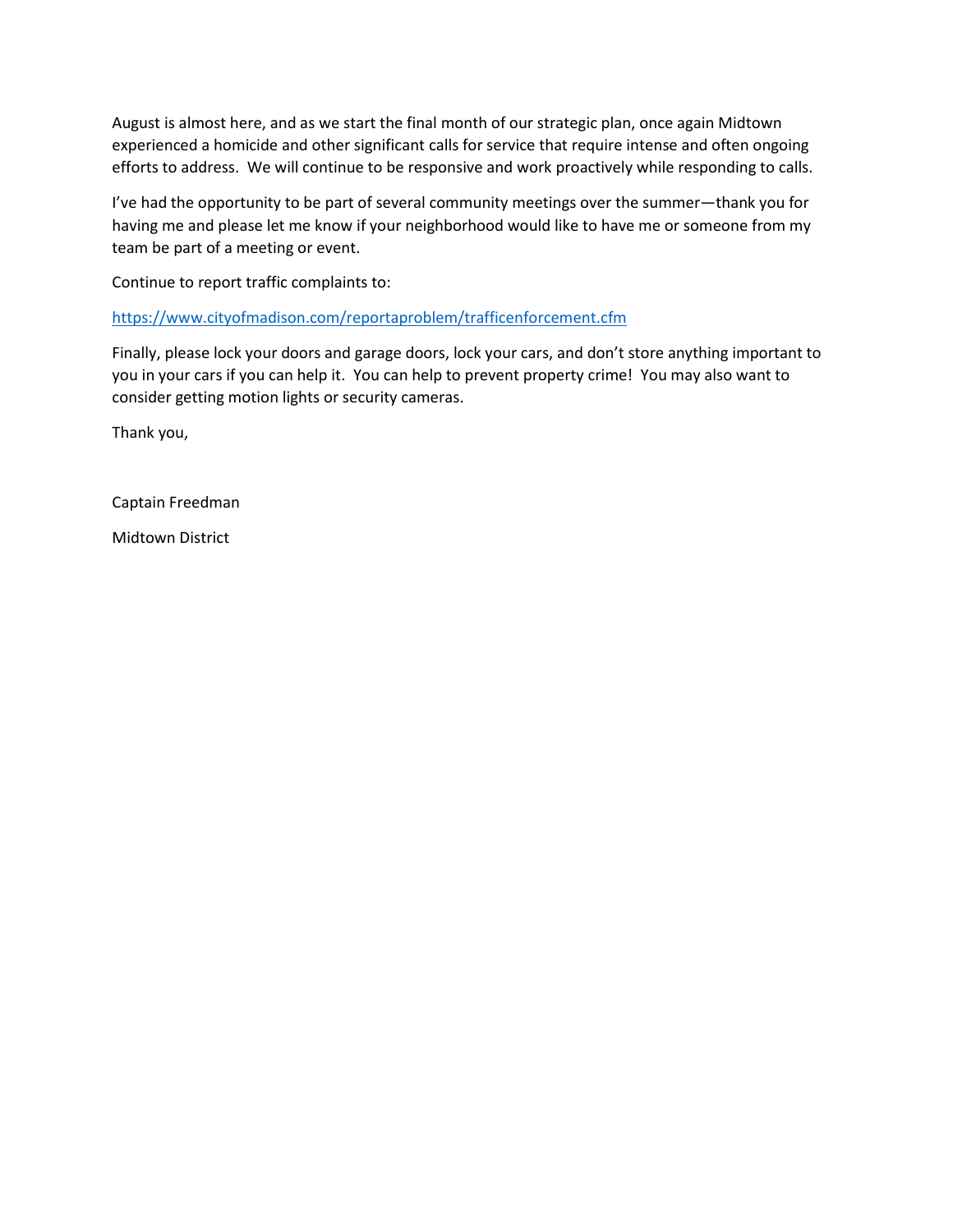August is almost here, and as we start the final month of our strategic plan, once again Midtown experienced a homicide and other significant calls for service that require intense and often ongoing efforts to address. We will continue to be responsive and work proactively while responding to calls.

I've had the opportunity to be part of several community meetings over the summer—thank you for having me and please let me know if your neighborhood would like to have me or someone from my team be part of a meeting or event.

Continue to report traffic complaints to:

https://www.cityofmadison.com/reportaproblem/trafficenforcement.cfm

Finally, please lock your doors and garage doors, lock your cars, and don't store anything important to you in your cars if you can help it. You can help to prevent property crime! You may also want to consider getting motion lights or security cameras.

Thank you,

Captain Freedman

Midtown District